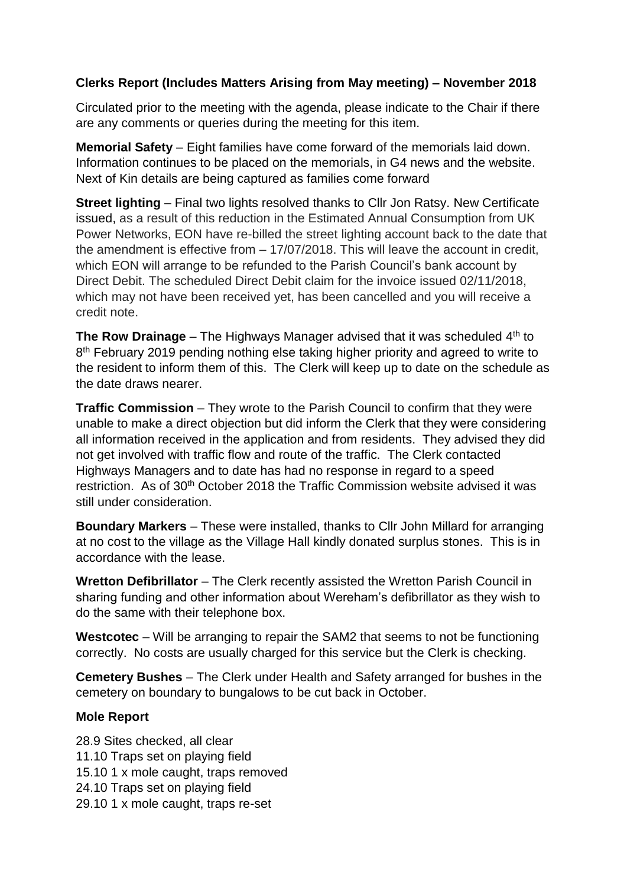**Clerks Report (Includes Matters Arising from May meeting) – November 2018**

Circulated prior to the meeting with the agenda, please indicate to the Chair if there are any comments or queries during the meeting for this item.

**Memorial Safety** – Eight families have come forward of the memorials laid down. Information continues to be placed on the memorials, in G4 news and the website. Next of Kin details are being captured as families come forward

**Street lighting** – Final two lights resolved thanks to Cllr Jon Ratsy. New Certificate issued, as a result of this reduction in the Estimated Annual Consumption from UK Power Networks, EON have re-billed the street lighting account back to the date that the amendment is effective from – 17/07/2018. This will leave the account in credit, which EON will arrange to be refunded to the Parish Council's bank account by Direct Debit. The scheduled Direct Debit claim for the invoice issued 02/11/2018, which may not have been received yet, has been cancelled and you will receive a credit note.

**The Row Drainage** – The Highways Manager advised that it was scheduled 4th to 8th February 2019 pending nothing else taking higher priority and agreed to write to the resident to inform them of this. The Clerk will keep up to date on the schedule as the date draws nearer.

**Traffic Commission** – They wrote to the Parish Council to confirm that they were unable to make a direct objection but did inform the Clerk that they were considering all information received in the application and from residents. They advised they did not get involved with traffic flow and route of the traffic. The Clerk contacted Highways Managers and to date has had no response in regard to a speed restriction. As of 30th October 2018 the Traffic Commission website advised it was still under consideration.

**Boundary Markers** – These were installed, thanks to Cllr John Millard for arranging at no cost to the village as the Village Hall kindly donated surplus stones. This is in accordance with the lease.

**Wretton Defibrillator** – The Clerk recently assisted the Wretton Parish Council in sharing funding and other information about Wereham's defibrillator as they wish to do the same with their telephone box.

**Westcotec** – Will be arranging to repair the SAM2 that seems to not be functioning correctly. No costs are usually charged for this service but the Clerk is checking.

**Cemetery Bushes** – The Clerk under Health and Safety arranged for bushes in the cemetery on boundary to bungalows to be cut back in October.

**Mole Report**

28.9 Sites checked, all clear
11.10 Traps set on playing field
15.10 1 x mole caught, traps removed
24.10 Traps set on playing field
29.10 1 x mole caught, traps re-set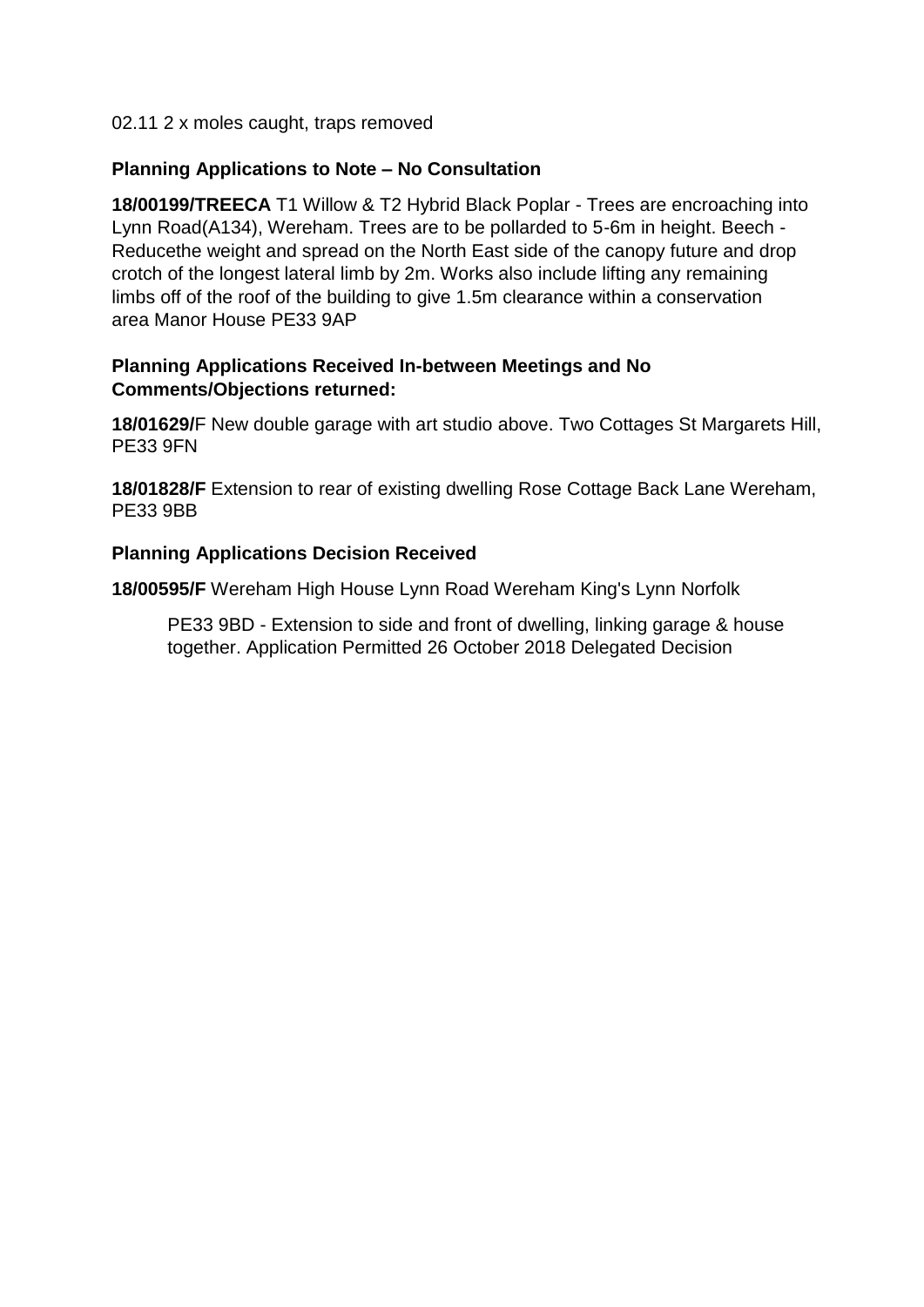02.11 2 x moles caught, traps removed

**Planning Applications to Note – No Consultation**

**18/00199/TREECA** T1 Willow & T2 Hybrid Black Poplar - Trees are encroaching into Lynn Road(A134), Wereham. Trees are to be pollarded to 5-6m in height. Beech - Reducethe weight and spread on the North East side of the canopy future and drop crotch of the longest lateral limb by 2m. Works also include lifting any remaining limbs off of the roof of the building to give 1.5m clearance within a conservation area Manor House PE33 9AP

**Planning Applications Received In-between Meetings and No Comments/Objections returned:**

**18/01629/**F New double garage with art studio above. Two Cottages St Margarets Hill, PE33 9FN

**18/01828/F** Extension to rear of existing dwelling Rose Cottage Back Lane Wereham, PE33 9BB

**Planning Applications Decision Received**

**18/00595/F** Wereham High House Lynn Road Wereham King's Lynn Norfolk

PE33 9BD - Extension to side and front of dwelling, linking garage & house together. Application Permitted 26 October 2018 Delegated Decision